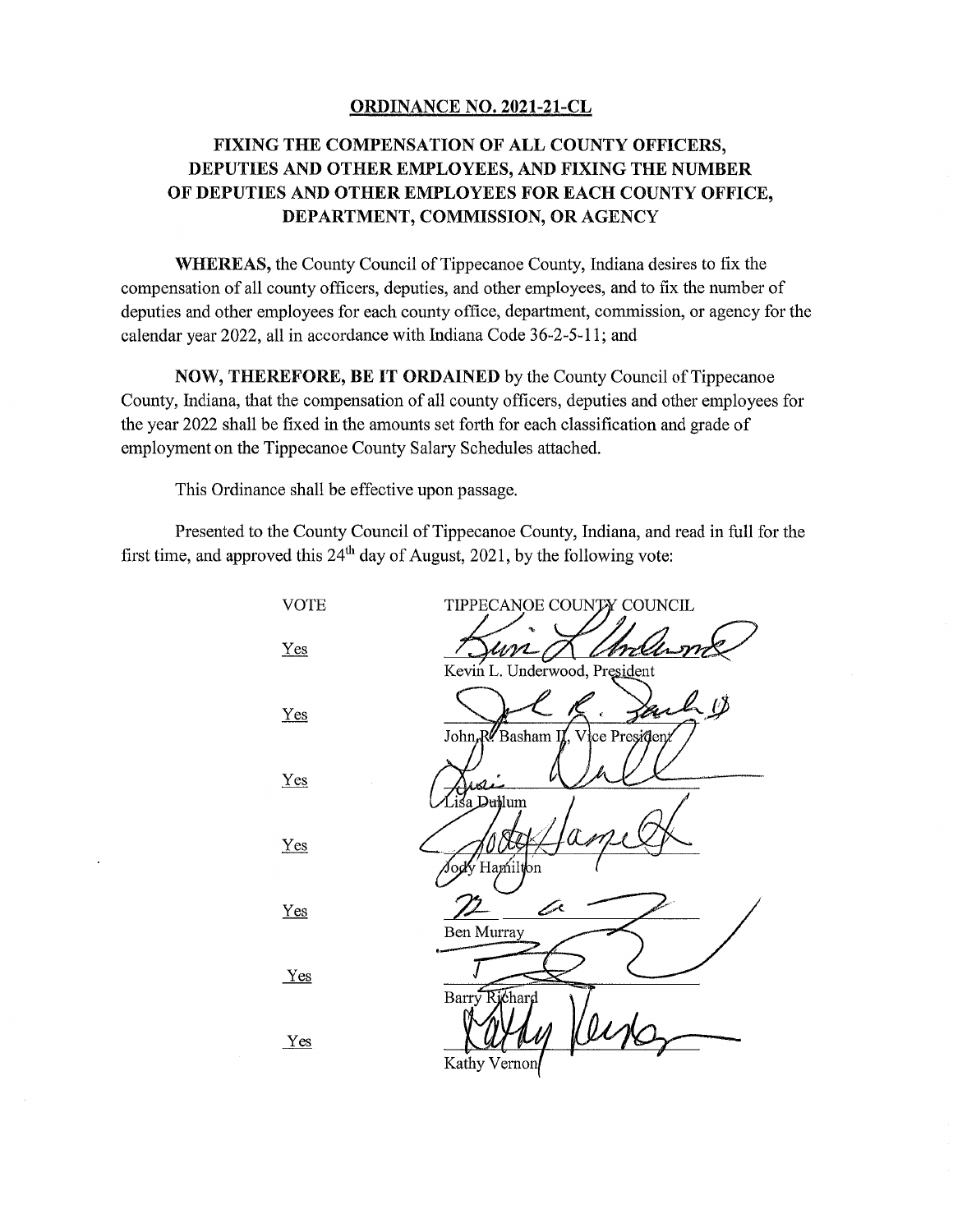**ORDINANCE NO. 2021-21-CL**

**FIXING THE COMPENSATION OF ALL COUNTY OFFICERS, DEPUTIES AND OTHER EMPLOYEES, AND FIXING THE NUMBER OF DEPUTIES AND OTHER EMPLOYEES FOR EACH COUNTY OFFICE, DEPARTMENT, COMMISSION, OR AGENCY**

**WHEREAS,** the County Council of Tippecanoe County, Indiana desires to fix the compensation of all county officers, deputies, and other employees, and to fix the number of deputies and other employees for each county office, department, commission, or agency for the calendar year 2022, all in accordance with Indiana Code 36-2-5-11; and

**NOW, THEREFORE, BE IT ORDAINED** by the County Council of Tippecanoe County, Indiana, that the compensation of all county officers, deputies and other employees for the year 2022 shall be fixed in the amounts set forth for each classification and grade of employment on the Tippecanoe County Salary Schedules attached.

This Ordinance shall be effective upon passage.

Presented to the County Council of Tippecanoe County, Indiana, and read in full for the first time, and approved this 24th day of August, 2021, by the following vote:

| VOTE | TIPPECANOE COUNTY COUNCIL |
|---|---|
| Yes | Kevin L. Underwood, President |
| Yes | John R. Basham II, Vice President |
| Yes | Lisa Dullum |
| Yes | Jody Hamilton |
| Yes | Ben Murray |
| Yes | Barry Richard |
| Yes | Kathy Vernon |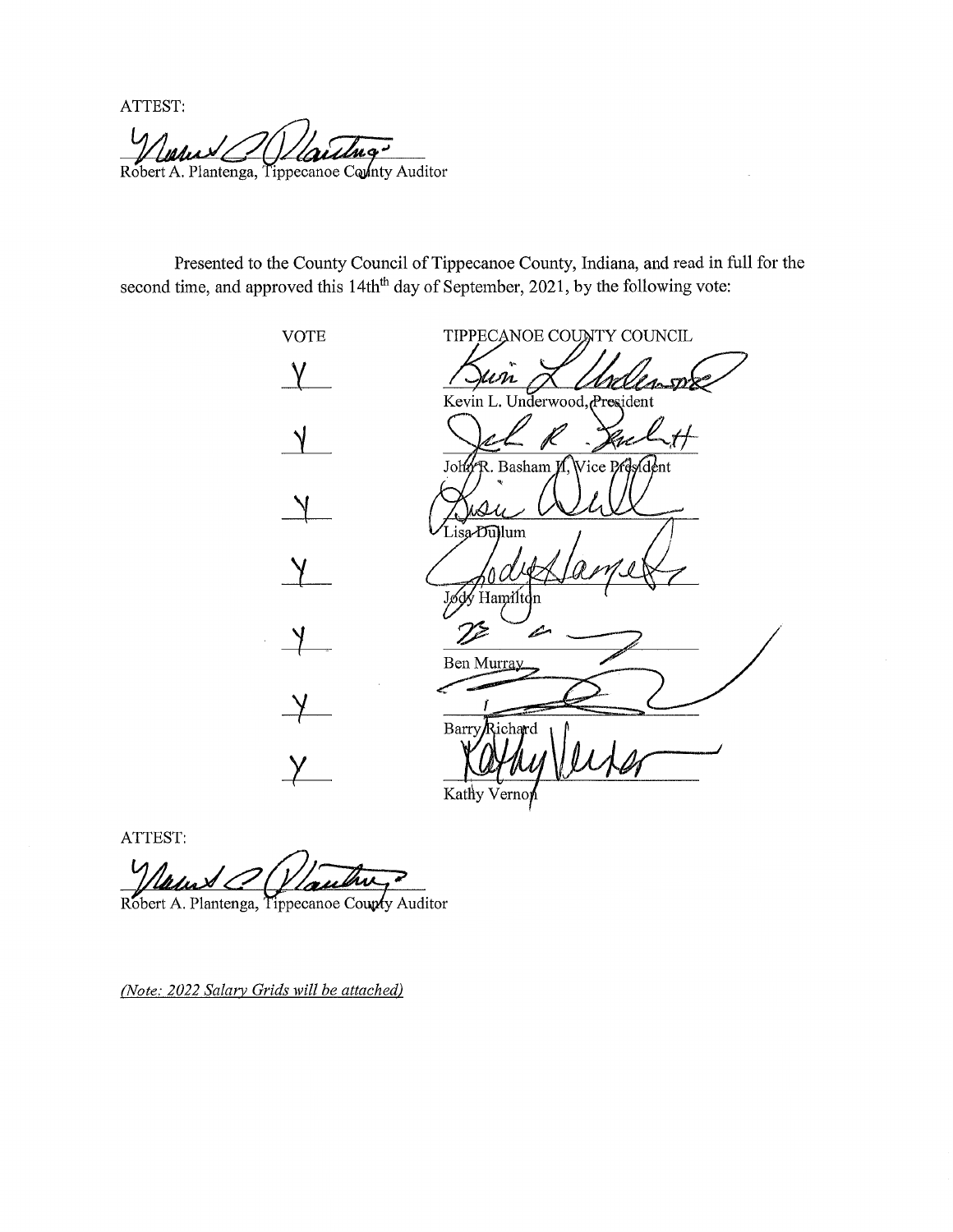ATTEST:

Robert A. Plantenga, Tippecanoe County Auditor

Presented to the County Council of Tippecanoe County, Indiana, and read in full for the second time, and approved this 14thth day of September, 2021, by the following vote:

| VOTE | TIPPECANOE COUNTY COUNCIL |
|---|---|
| Y | Kevin L. Underwood, President |
| Y | John R. Basham II, Vice President |
| Y | Lisa Dullum |
| Y | Jody Hamilton |
| Y | Ben Murray |
| Y | Barry Richard |
| Y | Kathy Vernon |

ATTEST:

Robert A. Plantenga, Tippecanoe County Auditor

*(Note: 2022 Salary Grids will be attached)*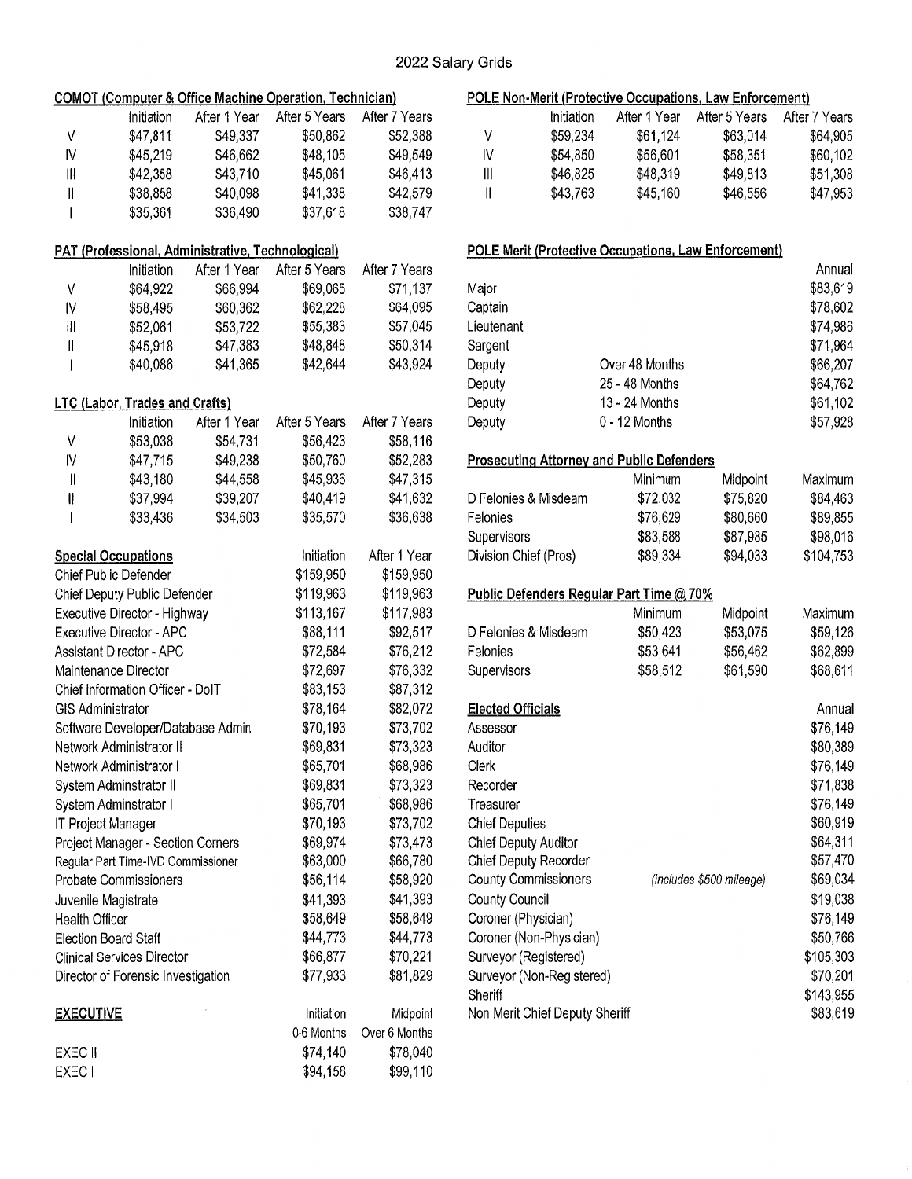# 2022 Salary Grids

## COMOT (Computer & Office Machine Operation, Technician)

| | Initiation | After 1 Year | After 5 Years | After 7 Years |
|---|---|---|---|---|
| V | $47,811 | $49,337 | $50,862 | $52,388 |
| IV | $45,219 | $46,662 | $48,105 | $49,549 |
| III | $42,358 | $43,710 | $45,061 | $46,413 |
| II | $38,858 | $40,098 | $41,338 | $42,579 |
| I | $35,361 | $36,490 | $37,618 | $38,747 |

## PAT (Professional, Administrative, Technological)

| | Initiation | After 1 Year | After 5 Years | After 7 Years |
|---|---|---|---|---|
| V | $64,922 | $66,994 | $69,065 | $71,137 |
| IV | $58,495 | $60,362 | $62,228 | $64,095 |
| III | $52,061 | $53,722 | $55,383 | $57,045 |
| II | $45,918 | $47,383 | $48,848 | $50,314 |
| I | $40,086 | $41,365 | $42,644 | $43,924 |

## LTC (Labor, Trades and Crafts)

| | Initiation | After 1 Year | After 5 Years | After 7 Years |
|---|---|---|---|---|
| V | $53,038 | $54,731 | $56,423 | $58,116 |
| IV | $47,715 | $49,238 | $50,760 | $52,283 |
| III | $43,180 | $44,558 | $45,936 | $47,315 |
| II | $37,994 | $39,207 | $40,419 | $41,632 |
| I | $33,436 | $34,503 | $35,570 | $36,638 |

## Special Occupations

| Special Occupations | Initiation | After 1 Year |
|---|---|---|
| Chief Public Defender | $159,950 | $159,950 |
| Chief Deputy Public Defender | $119,963 | $119,963 |
| Executive Director - Highway | $113,167 | $117,983 |
| Executive Director - APC | $88,111 | $92,517 |
| Assistant Director - APC | $72,584 | $76,212 |
| Maintenance Director | $72,697 | $76,332 |
| Chief Information Officer - DoIT | $83,153 | $87,312 |
| GIS Administrator | $78,164 | $82,072 |
| Software Developer/Database Admin | $70,193 | $73,702 |
| Network Administrator II | $69,831 | $73,323 |
| Network Administrator I | $65,701 | $68,986 |
| System Adminstrator II | $69,831 | $73,323 |
| System Adminstrator I | $65,701 | $68,986 |
| IT Project Manager | $70,193 | $73,702 |
| Project Manager - Section Corners | $69,974 | $73,473 |
| Regular Part Time-IVD Commissioner | $63,000 | $66,780 |
| Probate Commissioners | $56,114 | $58,920 |
| Juvenile Magistrate | $41,393 | $41,393 |
| Health Officer | $58,649 | $58,649 |
| Election Board Staff | $44,773 | $44,773 |
| Clinical Services Director | $66,877 | $70,221 |
| Director of Forensic Investigation | $77,933 | $81,829 |

## EXECUTIVE

| | Initiation 0-6 Months | Midpoint Over 6 Months |
|---|---|---|
| EXEC II | $74,140 | $78,040 |
| EXEC I | $94,158 | $99,110 |

## POLE Non-Merit (Protective Occupations, Law Enforcement)

| | Initiation | After 1 Year | After 5 Years | After 7 Years |
|---|---|---|---|---|
| V | $59,234 | $61,124 | $63,014 | $64,905 |
| IV | $54,850 | $56,601 | $58,351 | $60,102 |
| III | $46,825 | $48,319 | $49,813 | $51,308 |
| II | $43,763 | $45,160 | $46,556 | $47,953 |

## POLE Merit (Protective Occupations, Law Enforcement)

| | | Annual |
|---|---|---|
| Major | | $83,619 |
| Captain | | $78,602 |
| Lieutenant | | $74,986 |
| Sargent | | $71,964 |
| Deputy | Over 48 Months | $66,207 |
| Deputy | 25 - 48 Months | $64,762 |
| Deputy | 13 - 24 Months | $61,102 |
| Deputy | 0 - 12 Months | $57,928 |

## Prosecuting Attorney and Public Defenders

| | Minimum | Midpoint | Maximum |
|---|---|---|---|
| D Felonies & Misdeam | $72,032 | $75,820 | $84,463 |
| Felonies | $76,629 | $80,660 | $89,855 |
| Supervisors | $83,588 | $87,985 | $98,016 |
| Division Chief (Pros) | $89,334 | $94,033 | $104,753 |

## Public Defenders Regular Part Time @ 70%

| | Minimum | Midpoint | Maximum |
|---|---|---|---|
| D Felonies & Misdeam | $50,423 | $53,075 | $59,126 |
| Felonies | $53,641 | $56,462 | $62,899 |
| Supervisors | $58,512 | $61,590 | $68,611 |

## Elected Officials

| Elected Officials | | Annual |
|---|---|---|
| Assessor | | $76,149 |
| Auditor | | $80,389 |
| Clerk | | $76,149 |
| Recorder | | $71,838 |
| Treasurer | | $76,149 |
| Chief Deputies | | $60,919 |
| Chief Deputy Auditor | | $64,311 |
| Chief Deputy Recorder | | $57,470 |
| County Commissioners | *(includes $500 mileage)* | $69,034 |
| County Council | | $19,038 |
| Coroner (Physician) | | $76,149 |
| Coroner (Non-Physician) | | $50,766 |
| Surveyor (Registered) | | $105,303 |
| Surveyor (Non-Registered) | | $70,201 |
| Sheriff | | $143,955 |
| Non Merit Chief Deputy Sheriff | | $83,619 |